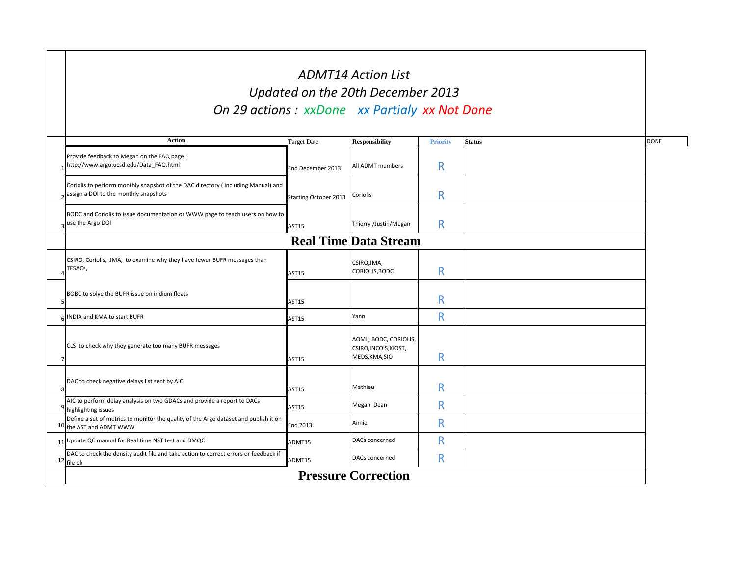# *ADMT14 Action List*

## *Updated on the 20th December 2013*

## *On 29 actions : xxDone xx Partialy xx Not Done*

| | Action | Target Date | Responsibility | Priority | Status | DONE |
|---|---|---|---|---|---|---|
| 1 | Provide feedback to Megan on the FAQ page : http://www.argo.ucsd.edu/Data_FAQ.html | End December 2013 | All ADMT members | R | | |
| 2 | Coriolis to perform monthly snapshot of the DAC directory ( including Manual) and assign a DOI to the monthly snapshots | Starting October 2013 | Coriolis | R | | |
| 3 | BODC and Coriolis to issue documentation or WWW page to teach users on how to use the Argo DOI | AST15 | Thierry /Justin/Megan | R | | |
| | **Real Time Data Stream** | | | | | |
| 4 | CSIRO, Coriolis, JMA, to examine why they have fewer BUFR messages than TESACs, | AST15 | CSIRO,JMA, CORIOLIS,BODC | R | | |
| 5 | BOBC to solve the BUFR issue on iridium floats | AST15 | | R | | |
| 6 | INDIA and KMA to start BUFR | AST15 | Yann | R | | |
| 7 | CLS to check why they generate too many BUFR messages | AST15 | AOML, BODC, CORIOLIS, CSIRO,INCOIS,KIOST, MEDS,KMA,SIO | R | | |
| 8 | DAC to check negative delays list sent by AIC | AST15 | Mathieu | R | | |
| 9 | AIC to perform delay analysis on two GDACs and provide a report to DACs highlighting issues | AST15 | Megan Dean | R | | |
| 10 | Define a set of metrics to monitor the quality of the Argo dataset and publish it on the AST and ADMT WWW | End 2013 | Annie | R | | |
| 11 | Update QC manual for Real time NST test and DMQC | ADMT15 | DACs concerned | R | | |
| 12 | DAC to check the density audit file and take action to correct errors or feedback if file ok | ADMT15 | DACs concerned | R | | |
| | **Pressure Correction** | | | | | |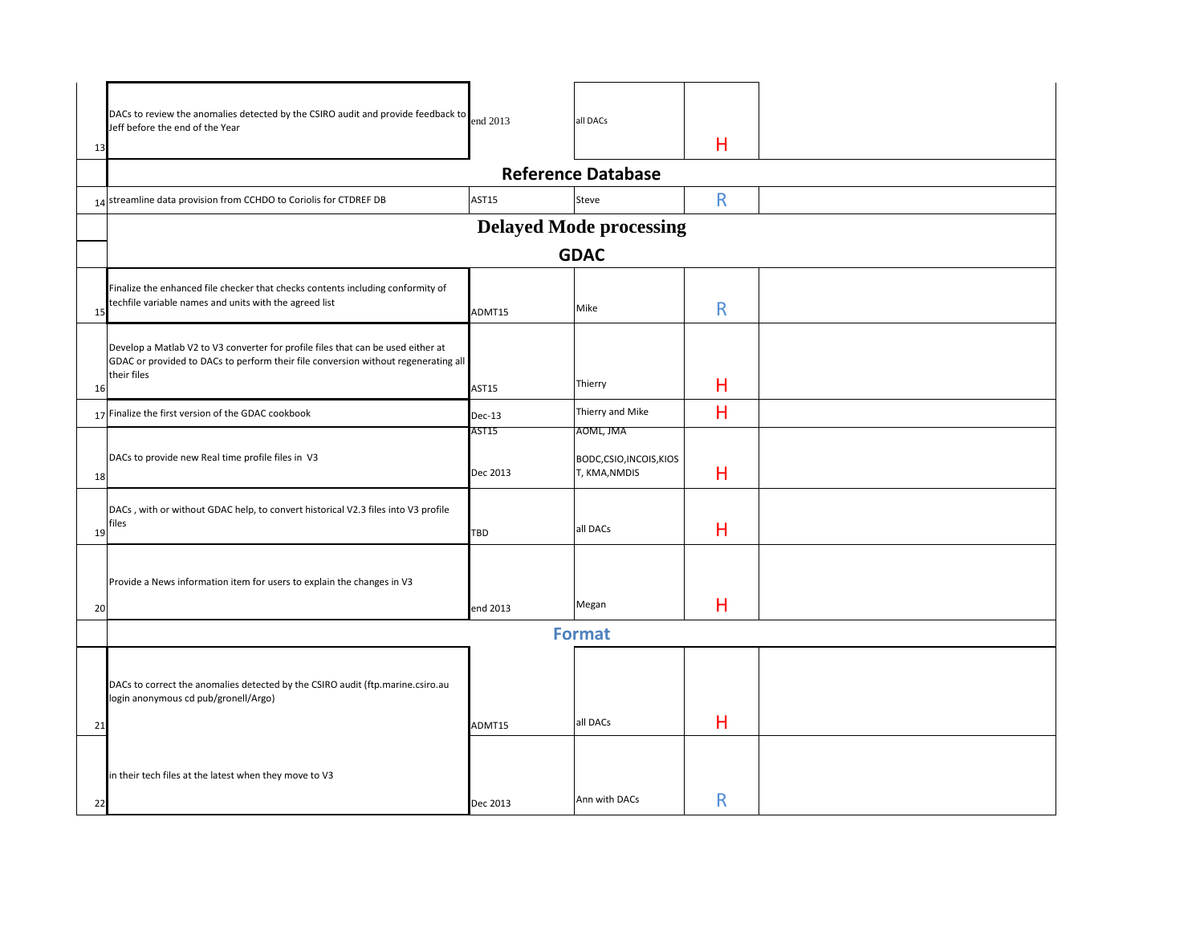| | | | | | |
|---|---|---|---|---|---|
| 13 | DACs to review the anomalies detected by the CSIRO audit and provide feedback to Jeff before the end of the Year | end 2013 | all DACs | H | |
| | **Reference Database** | | | | |
| 14 | streamline data provision from CCHDO to Coriolis for CTDREF DB | AST15 | Steve | R | |
| | **Delayed Mode processing** | | | | |
| | **GDAC** | | | | |
| 15 | Finalize the enhanced file checker that checks contents including conformity of techfile variable names and units with the agreed list | ADMT15 | Mike | R | |
| 16 | Develop a Matlab V2 to V3 converter for profile files that can be used either at GDAC or provided to DACs to perform their file conversion without regenerating all their files | AST15 | Thierry | H | |
| 17 | Finalize the first version of the GDAC cookbook | Dec-13 | Thierry and Mike | H | |
| 18 | DACs to provide new Real time profile files in V3 | AST15<br>Dec 2013 | AOML, JMA<br>BODC,CSIO,INCOIS,KIOST, KMA,NMDIS | H | |
| 19 | DACs , with or without GDAC help, to convert historical V2.3 files into V3 profile files | TBD | all DACs | H | |
| 20 | Provide a News information item for users to explain the changes in V3 | end 2013 | Megan | H | |
| | **Format** | | | | |
| 21 | DACs to correct the anomalies detected by the CSIRO audit (ftp.marine.csiro.au login anonymous cd pub/gronell/Argo) | ADMT15 | all DACs | H | |
| 22 | in their tech files at the latest when they move to V3 | Dec 2013 | Ann with DACs | R | |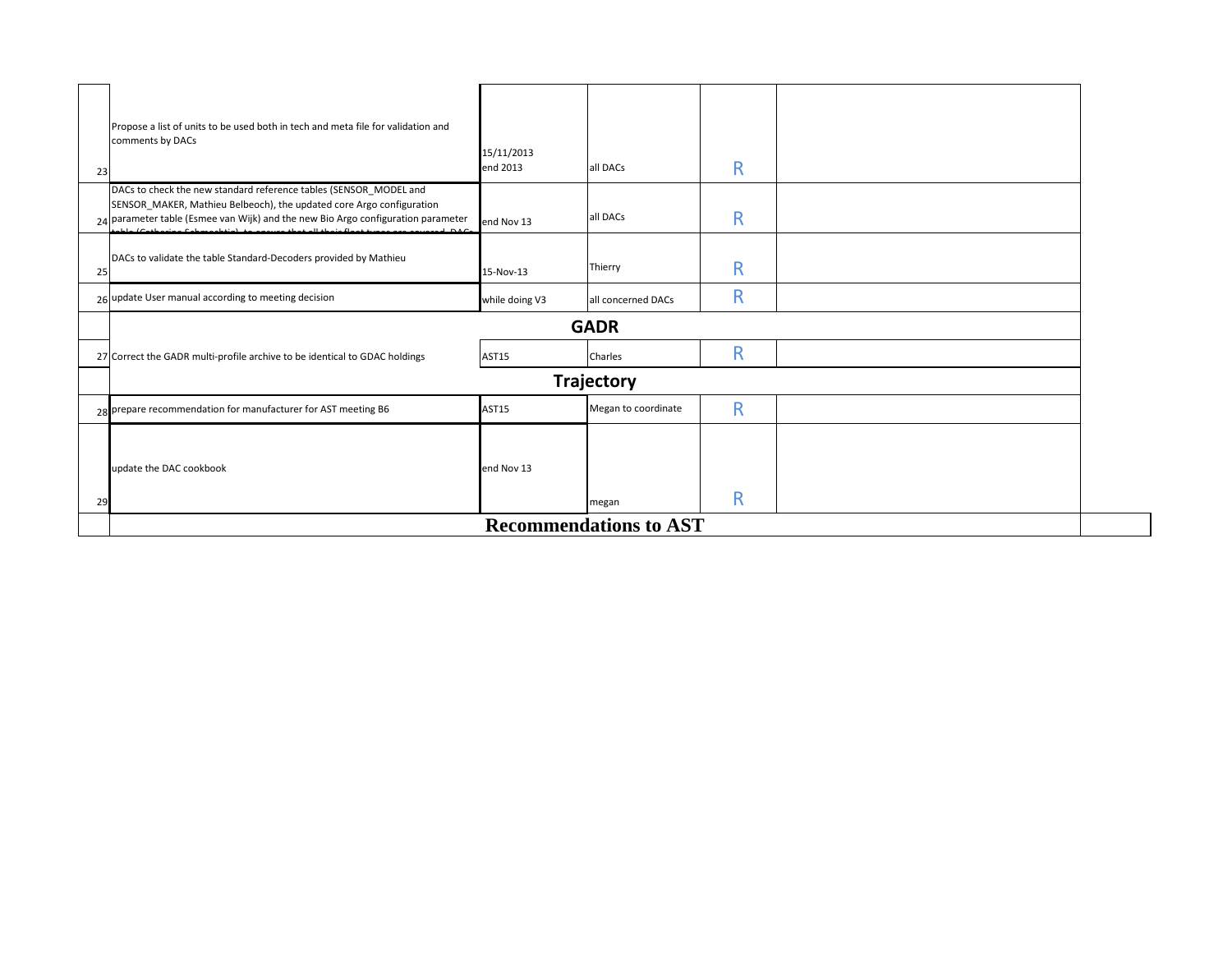| | | | | | |
|---|---|---|---|---|---|
| 23 | Propose a list of units to be used both in tech and meta file for validation and comments by DACs | 15/11/2013 end 2013 | all DACs | R | |
| 24 | DACs to check the new standard reference tables (SENSOR_MODEL and SENSOR_MAKER, Mathieu Belbeoch), the updated core Argo configuration parameter table (Esmee van Wijk) and the new Bio Argo configuration parameter table (Catherine Schmechtig), to ensure that all their float types are covered. DACs | end Nov 13 | all DACs | R | |
| 25 | DACs to validate the table Standard-Decoders provided by Mathieu | 15-Nov-13 | Thierry | R | |
| 26 | update User manual according to meeting decision | while doing V3 | all concerned DACs | R | |
| | **GADR** | | | | |
| 27 | Correct the GADR multi-profile archive to be identical to GDAC holdings | AST15 | Charles | R | |
| | **Trajectory** | | | | |
| 28 | prepare recommendation for manufacturer for AST meeting B6 | AST15 | Megan to coordinate | R | |
| 29 | update the DAC cookbook | end Nov 13 | megan | R | |
| | **Recommendations to AST** | | | | |